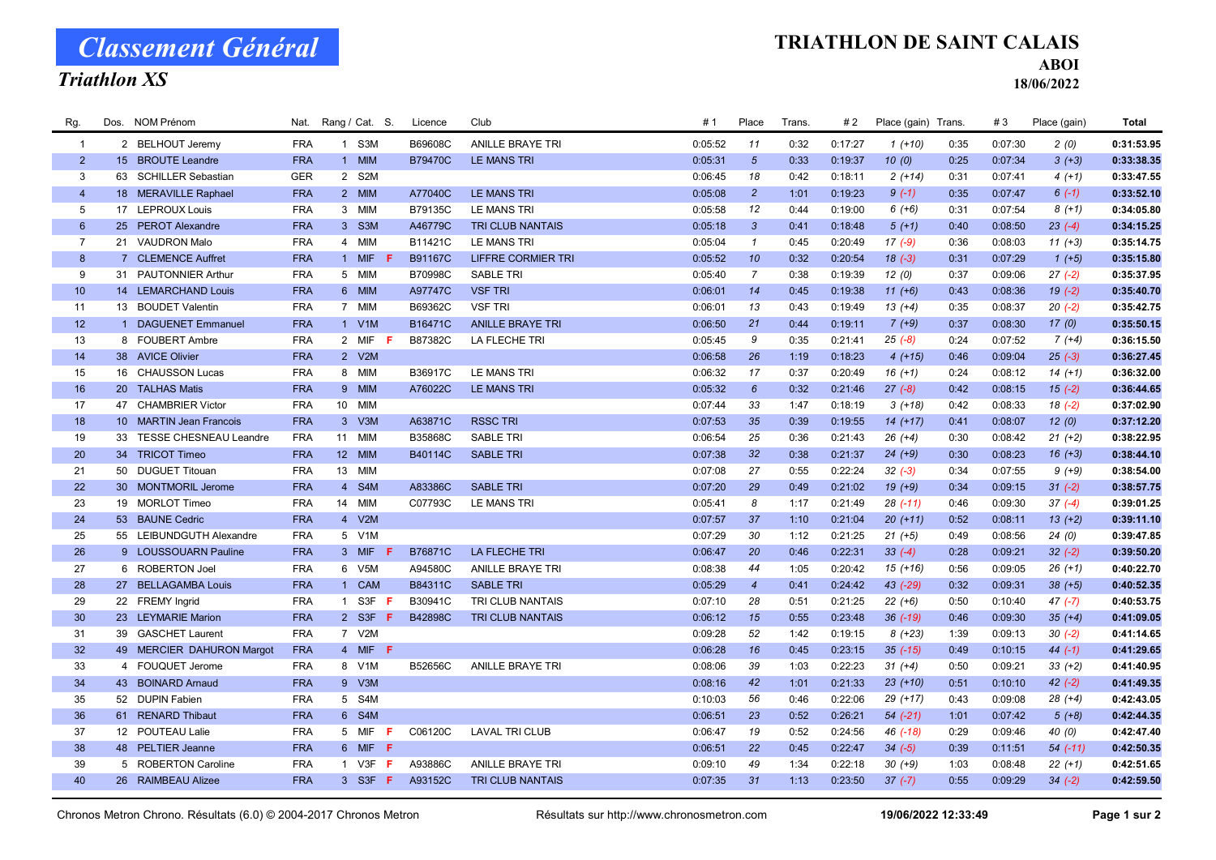# Classement Général

## Triathlon XS

# TRIATHLON DE SAINT CALAIS

### ABOI

### 18/06/2022

| Rg. | Dos. | NOM Prénom | Nat. | Rang / Cat. | S. | Licence | Club | # 1 | Place | Trans. | # 2 | Place (gain) | Trans. | # 3 | Place (gain) | Total |
|---|---|---|---|---|---|---|---|---|---|---|---|---|---|---|---|---|
| 1 | 2 | BELHOUT Jeremy | FRA | 1 S3M | | B69608C | ANILLE BRAYE TRI | 0:05:52 | 11 | 0:32 | 0:17:27 | 1 (+10) | 0:35 | 0:07:30 | 2 (0) | 0:31:53.95 |
| 2 | 15 | BROUTE Leandre | FRA | 1 MIM | | B79470C | LE MANS TRI | 0:05:31 | 5 | 0:33 | 0:19:37 | 10 (0) | 0:25 | 0:07:34 | 3 (+3) | 0:33:38.35 |
| 3 | 63 | SCHILLER Sebastian | GER | 2 S2M | | | | 0:06:45 | 18 | 0:42 | 0:18:11 | 2 (+14) | 0:31 | 0:07:41 | 4 (+1) | 0:33:47.55 |
| 4 | 18 | MERAVILLE Raphael | FRA | 2 MIM | | A77040C | LE MANS TRI | 0:05:08 | 2 | 1:01 | 0:19:23 | 9 (-1) | 0:35 | 0:07:47 | 6 (-1) | 0:33:52.10 |
| 5 | 17 | LEPROUX Louis | FRA | 3 MIM | | B79135C | LE MANS TRI | 0:05:58 | 12 | 0:44 | 0:19:00 | 6 (+6) | 0:31 | 0:07:54 | 8 (+1) | 0:34:05.80 |
| 6 | 25 | PEROT Alexandre | FRA | 3 S3M | | A46779C | TRI CLUB NANTAIS | 0:05:18 | 3 | 0:41 | 0:18:48 | 5 (+1) | 0:40 | 0:08:50 | 23 (-4) | 0:34:15.25 |
| 7 | 21 | VAUDRON Malo | FRA | 4 MIM | | B11421C | LE MANS TRI | 0:05:04 | 1 | 0:45 | 0:20:49 | 17 (-9) | 0:36 | 0:08:03 | 11 (+3) | 0:35:14.75 |
| 8 | 7 | CLEMENCE Auffret | FRA | 1 MIF | F | B91167C | LIFFRE CORMIER TRI | 0:05:52 | 10 | 0:32 | 0:20:54 | 18 (-3) | 0:31 | 0:07:29 | 1 (+5) | 0:35:15.80 |
| 9 | 31 | PAUTONNIER Arthur | FRA | 5 MIM | | B70998C | SABLE TRI | 0:05:40 | 7 | 0:38 | 0:19:39 | 12 (0) | 0:37 | 0:09:06 | 27 (-2) | 0:35:37.95 |
| 10 | 14 | LEMARCHAND Louis | FRA | 6 MIM | | A97747C | VSF TRI | 0:06:01 | 14 | 0:45 | 0:19:38 | 11 (+6) | 0:43 | 0:08:36 | 19 (-2) | 0:35:40.70 |
| 11 | 13 | BOUDET Valentin | FRA | 7 MIM | | B69362C | VSF TRI | 0:06:01 | 13 | 0:43 | 0:19:49 | 13 (+4) | 0:35 | 0:08:37 | 20 (-2) | 0:35:42.75 |
| 12 | 1 | DAGUENET Emmanuel | FRA | 1 V1M | | B16471C | ANILLE BRAYE TRI | 0:06:50 | 21 | 0:44 | 0:19:11 | 7 (+9) | 0:37 | 0:08:30 | 17 (0) | 0:35:50.15 |
| 13 | 8 | FOUBERT Ambre | FRA | 2 MIF | F | B87382C | LA FLECHE TRI | 0:05:45 | 9 | 0:35 | 0:21:41 | 25 (-8) | 0:24 | 0:07:52 | 7 (+4) | 0:36:15.50 |
| 14 | 38 | AVICE Olivier | FRA | 2 V2M | | | | 0:06:58 | 26 | 1:19 | 0:18:23 | 4 (+15) | 0:46 | 0:09:04 | 25 (-3) | 0:36:27.45 |
| 15 | 16 | CHAUSSON Lucas | FRA | 8 MIM | | B36917C | LE MANS TRI | 0:06:32 | 17 | 0:37 | 0:20:49 | 16 (+1) | 0:24 | 0:08:12 | 14 (+1) | 0:36:32.00 |
| 16 | 20 | TALHAS Matis | FRA | 9 MIM | | A76022C | LE MANS TRI | 0:05:32 | 6 | 0:32 | 0:21:46 | 27 (-8) | 0:42 | 0:08:15 | 15 (-2) | 0:36:44.65 |
| 17 | 47 | CHAMBRIER Victor | FRA | 10 MIM | | | | 0:07:44 | 33 | 1:47 | 0:18:19 | 3 (+18) | 0:42 | 0:08:33 | 18 (-2) | 0:37:02.90 |
| 18 | 10 | MARTIN Jean Francois | FRA | 3 V3M | | A63871C | RSSC TRI | 0:07:53 | 35 | 0:39 | 0:19:55 | 14 (+17) | 0:41 | 0:08:07 | 12 (0) | 0:37:12.20 |
| 19 | 33 | TESSE CHESNEAU Leandre | FRA | 11 MIM | | B35868C | SABLE TRI | 0:06:54 | 25 | 0:36 | 0:21:43 | 26 (+4) | 0:30 | 0:08:42 | 21 (+2) | 0:38:22.95 |
| 20 | 34 | TRICOT Timeo | FRA | 12 MIM | | B40114C | SABLE TRI | 0:07:38 | 32 | 0:38 | 0:21:37 | 24 (+9) | 0:30 | 0:08:23 | 16 (+3) | 0:38:44.10 |
| 21 | 50 | DUGUET Titouan | FRA | 13 MIM | | | | 0:07:08 | 27 | 0:55 | 0:22:24 | 32 (-3) | 0:34 | 0:07:55 | 9 (+9) | 0:38:54.00 |
| 22 | 30 | MONTMORIL Jerome | FRA | 4 S4M | | A83386C | SABLE TRI | 0:07:20 | 29 | 0:49 | 0:21:02 | 19 (+9) | 0:34 | 0:09:15 | 31 (-2) | 0:38:57.75 |
| 23 | 19 | MORLOT Timeo | FRA | 14 MIM | | C07793C | LE MANS TRI | 0:05:41 | 8 | 1:17 | 0:21:49 | 28 (-11) | 0:46 | 0:09:30 | 37 (-4) | 0:39:01.25 |
| 24 | 53 | BAUNE Cedric | FRA | 4 V2M | | | | 0:07:57 | 37 | 1:10 | 0:21:04 | 20 (+11) | 0:52 | 0:08:11 | 13 (+2) | 0:39:11.10 |
| 25 | 55 | LEIBUNDGUTH Alexandre | FRA | 5 V1M | | | | 0:07:29 | 30 | 1:12 | 0:21:25 | 21 (+5) | 0:49 | 0:08:56 | 24 (0) | 0:39:47.85 |
| 26 | 9 | LOUSSOUARN Pauline | FRA | 3 MIF | F | B76871C | LA FLECHE TRI | 0:06:47 | 20 | 0:46 | 0:22:31 | 33 (-4) | 0:28 | 0:09:21 | 32 (-2) | 0:39:50.20 |
| 27 | 6 | ROBERTON Joel | FRA | 6 V5M | | A94580C | ANILLE BRAYE TRI | 0:08:38 | 44 | 1:05 | 0:20:42 | 15 (+16) | 0:56 | 0:09:05 | 26 (+1) | 0:40:22.70 |
| 28 | 27 | BELLAGAMBA Louis | FRA | 1 CAM | | B84311C | SABLE TRI | 0:05:29 | 4 | 0:41 | 0:24:42 | 43 (-29) | 0:32 | 0:09:31 | 38 (+5) | 0:40:52.35 |
| 29 | 22 | FREMY Ingrid | FRA | 1 S3F | F | B30941C | TRI CLUB NANTAIS | 0:07:10 | 28 | 0:51 | 0:21:25 | 22 (+6) | 0:50 | 0:10:40 | 47 (-7) | 0:40:53.75 |
| 30 | 23 | LEYMARIE Marion | FRA | 2 S3F | F | B42898C | TRI CLUB NANTAIS | 0:06:12 | 15 | 0:55 | 0:23:48 | 36 (-19) | 0:46 | 0:09:30 | 35 (+4) | 0:41:09.05 |
| 31 | 39 | GASCHET Laurent | FRA | 7 V2M | | | | 0:09:28 | 52 | 1:42 | 0:19:15 | 8 (+23) | 1:39 | 0:09:13 | 30 (-2) | 0:41:14.65 |
| 32 | 49 | MERCIER DAHURON Margot | FRA | 4 MIF | F | | | 0:06:28 | 16 | 0:45 | 0:23:15 | 35 (-15) | 0:49 | 0:10:15 | 44 (-1) | 0:41:29.65 |
| 33 | 4 | FOUQUET Jerome | FRA | 8 V1M | | B52656C | ANILLE BRAYE TRI | 0:08:06 | 39 | 1:03 | 0:22:23 | 31 (+4) | 0:50 | 0:09:21 | 33 (+2) | 0:41:40.95 |
| 34 | 43 | BOINARD Arnaud | FRA | 9 V3M | | | | 0:08:16 | 42 | 1:01 | 0:21:33 | 23 (+10) | 0:51 | 0:10:10 | 42 (-2) | 0:41:49.35 |
| 35 | 52 | DUPIN Fabien | FRA | 5 S4M | | | | 0:10:03 | 56 | 0:46 | 0:22:06 | 29 (+17) | 0:43 | 0:09:08 | 28 (+4) | 0:42:43.05 |
| 36 | 61 | RENARD Thibaut | FRA | 6 S4M | | | | 0:06:51 | 23 | 0:52 | 0:26:21 | 54 (-21) | 1:01 | 0:07:42 | 5 (+8) | 0:42:44.35 |
| 37 | 12 | POUTEAU Lalie | FRA | 5 MIF | F | C06120C | LAVAL TRI CLUB | 0:06:47 | 19 | 0:52 | 0:24:56 | 46 (-18) | 0:29 | 0:09:46 | 40 (0) | 0:42:47.40 |
| 38 | 48 | PELTIER Jeanne | FRA | 6 MIF | F | | | 0:06:51 | 22 | 0:45 | 0:22:47 | 34 (-5) | 0:39 | 0:11:51 | 54 (-11) | 0:42:50.35 |
| 39 | 5 | ROBERTON Caroline | FRA | 1 V3F | F | A93886C | ANILLE BRAYE TRI | 0:09:10 | 49 | 1:34 | 0:22:18 | 30 (+9) | 1:03 | 0:08:48 | 22 (+1) | 0:42:51.65 |
| 40 | 26 | RAIMBEAU Alizee | FRA | 3 S3F | F | A93152C | TRI CLUB NANTAIS | 0:07:35 | 31 | 1:13 | 0:23:50 | 37 (-7) | 0:55 | 0:09:29 | 34 (-2) | 0:42:59.50 |

Chronos Metron Chrono. Résultats (6.0) © 2004-2017 Chronos Metron — Résultats sur http://www.chronosmetron.com — 19/06/2022 12:33:49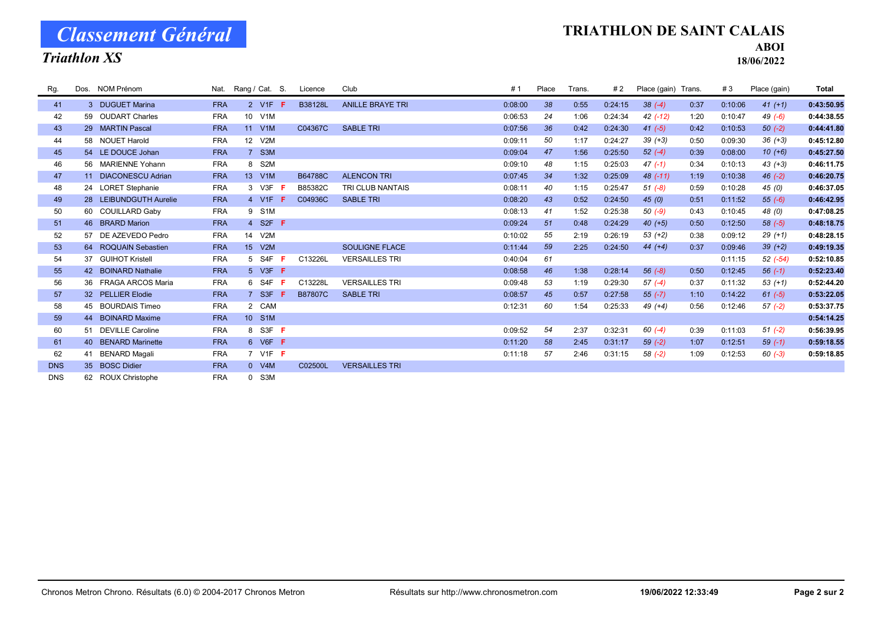# Classement Général

## Triathlon XS

## TRIATHLON DE SAINT CALAIS

### ABOI

### 18/06/2022

| Rg. | Dos. | NOM Prénom | Nat. | Rang / Cat. | S. | Licence | Club | # 1 | Place | Trans. | # 2 | Place (gain) | Trans. | # 3 | Place (gain) | Total |
|---|---|---|---|---|---|---|---|---|---|---|---|---|---|---|---|---|
| 41 | 3 | DUGUET Marina | FRA | 2 V1F | F | B38128L | ANILLE BRAYE TRI | 0:08:00 | 38 | 0:55 | 0:24:15 | 38 (-4) | 0:37 | 0:10:06 | 41 (+1) | 0:43:50.95 |
| 42 | 59 | OUDART Charles | FRA | 10 V1M | | | | 0:06:53 | 24 | 1:06 | 0:24:34 | 42 (-12) | 1:20 | 0:10:47 | 49 (-6) | 0:44:38.55 |
| 43 | 29 | MARTIN Pascal | FRA | 11 V1M | | C04367C | SABLE TRI | 0:07:56 | 36 | 0:42 | 0:24:30 | 41 (-5) | 0:42 | 0:10:53 | 50 (-2) | 0:44:41.80 |
| 44 | 58 | NOUET Harold | FRA | 12 V2M | | | | 0:09:11 | 50 | 1:17 | 0:24:27 | 39 (+3) | 0:50 | 0:09:30 | 36 (+3) | 0:45:12.80 |
| 45 | 54 | LE DOUCE Johan | FRA | 7 S3M | | | | 0:09:04 | 47 | 1:56 | 0:25:50 | 52 (-4) | 0:39 | 0:08:00 | 10 (+6) | 0:45:27.50 |
| 46 | 56 | MARIENNE Yohann | FRA | 8 S2M | | | | 0:09:10 | 48 | 1:15 | 0:25:03 | 47 (-1) | 0:34 | 0:10:13 | 43 (+3) | 0:46:11.75 |
| 47 | 11 | DIACONESCU Adrian | FRA | 13 V1M | | B64788C | ALENCON TRI | 0:07:45 | 34 | 1:32 | 0:25:09 | 48 (-11) | 1:19 | 0:10:38 | 46 (-2) | 0:46:20.75 |
| 48 | 24 | LORET Stephanie | FRA | 3 V3F | F | B85382C | TRI CLUB NANTAIS | 0:08:11 | 40 | 1:15 | 0:25:47 | 51 (-8) | 0:59 | 0:10:28 | 45 (0) | 0:46:37.05 |
| 49 | 28 | LEIBUNDGUTH Aurelie | FRA | 4 V1F | F | C04936C | SABLE TRI | 0:08:20 | 43 | 0:52 | 0:24:50 | 45 (0) | 0:51 | 0:11:52 | 55 (-6) | 0:46:42.95 |
| 50 | 60 | COUILLARD Gaby | FRA | 9 S1M | | | | 0:08:13 | 41 | 1:52 | 0:25:38 | 50 (-9) | 0:43 | 0:10:45 | 48 (0) | 0:47:08.25 |
| 51 | 46 | BRARD Marion | FRA | 4 S2F | F | | | 0:09:24 | 51 | 0:48 | 0:24:29 | 40 (+5) | 0:50 | 0:12:50 | 58 (-5) | 0:48:18.75 |
| 52 | 57 | DE AZEVEDO Pedro | FRA | 14 V2M | | | | 0:10:02 | 55 | 2:19 | 0:26:19 | 53 (+2) | 0:38 | 0:09:12 | 29 (+1) | 0:48:28.15 |
| 53 | 64 | ROQUAIN Sebastien | FRA | 15 V2M | | | SOULIGNE FLACE | 0:11:44 | 59 | 2:25 | 0:24:50 | 44 (+4) | 0:37 | 0:09:46 | 39 (+2) | 0:49:19.35 |
| 54 | 37 | GUIHOT Kristell | FRA | 5 S4F | F | C13226L | VERSAILLES TRI | 0:40:04 | 61 | | | | | 0:11:15 | 52 (-54) | 0:52:10.85 |
| 55 | 42 | BOINARD Nathalie | FRA | 5 V3F | F | | | 0:08:58 | 46 | 1:38 | 0:28:14 | 56 (-8) | 0:50 | 0:12:45 | 56 (-1) | 0:52:23.40 |
| 56 | 36 | FRAGA ARCOS Maria | FRA | 6 S4F | F | C13228L | VERSAILLES TRI | 0:09:48 | 53 | 1:19 | 0:29:30 | 57 (-4) | 0:37 | 0:11:32 | 53 (+1) | 0:52:44.20 |
| 57 | 32 | PELLIER Elodie | FRA | 7 S3F | F | B87807C | SABLE TRI | 0:08:57 | 45 | 0:57 | 0:27:58 | 55 (-7) | 1:10 | 0:14:22 | 61 (-5) | 0:53:22.05 |
| 58 | 45 | BOURDAIS Timeo | FRA | 2 CAM | | | | 0:12:31 | 60 | 1:54 | 0:25:33 | 49 (+4) | 0:56 | 0:12:46 | 57 (-2) | 0:53:37.75 |
| 59 | 44 | BOINARD Maxime | FRA | 10 S1M | | | | | | | | | | | | 0:54:14.25 |
| 60 | 51 | DEVILLE Caroline | FRA | 8 S3F | F | | | 0:09:52 | 54 | 2:37 | 0:32:31 | 60 (-4) | 0:39 | 0:11:03 | 51 (-2) | 0:56:39.95 |
| 61 | 40 | BENARD Marinette | FRA | 6 V6F | F | | | 0:11:20 | 58 | 2:45 | 0:31:17 | 59 (-2) | 1:07 | 0:12:51 | 59 (-1) | 0:59:18.55 |
| 62 | 41 | BENARD Magali | FRA | 7 V1F | F | | | 0:11:18 | 57 | 2:46 | 0:31:15 | 58 (-2) | 1:09 | 0:12:53 | 60 (-3) | 0:59:18.85 |
| DNS | 35 | BOSC Didier | FRA | 0 V4M | | C02500L | VERSAILLES TRI | | | | | | | | | |
| DNS | 62 | ROUX Christophe | FRA | 0 S3M | | | | | | | | | | | | |

Chronos Metron Chrono. Résultats (6.0) © 2004-2017 Chronos Metron — Résultats sur http://www.chronosmetron.com — 19/06/2022 12:33:49